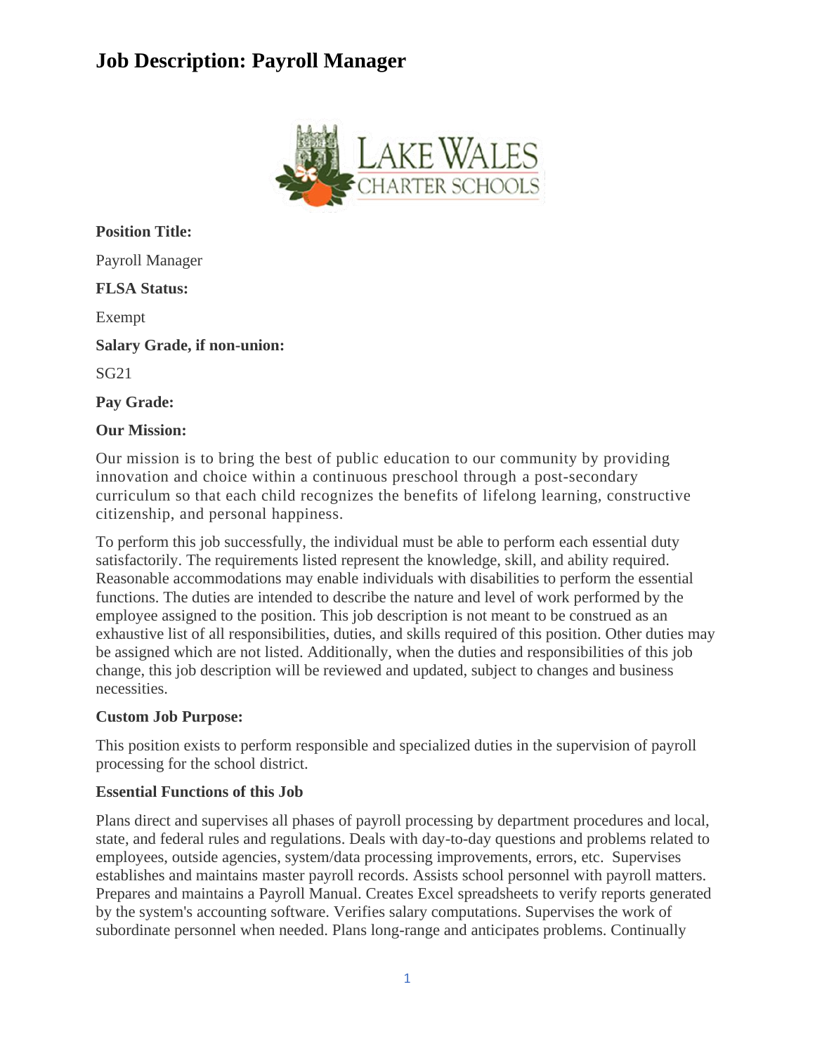# Job Description: Payroll Manager

**Position Title:**

Payroll Manager

**FLSA Status:**

Exempt

**Salary Grade, if non-union:**

SG21

**Pay Grade:**

**Our Mission:**

Our mission is to bring the best of public education to our community by providing innovation and choice within a continuous preschool through a post-secondary curriculum so that each child recognizes the benefits of lifelong learning, constructive citizenship, and personal happiness.

To perform this job successfully, the individual must be able to perform each essential duty satisfactorily. The requirements listed represent the knowledge, skill, and ability required. Reasonable accommodations may enable individuals with disabilities to perform the essential functions. The duties are intended to describe the nature and level of work performed by the employee assigned to the position. This job description is not meant to be construed as an exhaustive list of all responsibilities, duties, and skills required of this position. Other duties may be assigned which are not listed. Additionally, when the duties and responsibilities of this job change, this job description will be reviewed and updated, subject to changes and business necessities.

**Custom Job Purpose:**

This position exists to perform responsible and specialized duties in the supervision of payroll processing for the school district.

**Essential Functions of this Job**

Plans direct and supervises all phases of payroll processing by department procedures and local, state, and federal rules and regulations. Deals with day-to-day questions and problems related to employees, outside agencies, system/data processing improvements, errors, etc. Supervises establishes and maintains master payroll records. Assists school personnel with payroll matters. Prepares and maintains a Payroll Manual. Creates Excel spreadsheets to verify reports generated by the system's accounting software. Verifies salary computations. Supervises the work of subordinate personnel when needed. Plans long-range and anticipates problems. Continually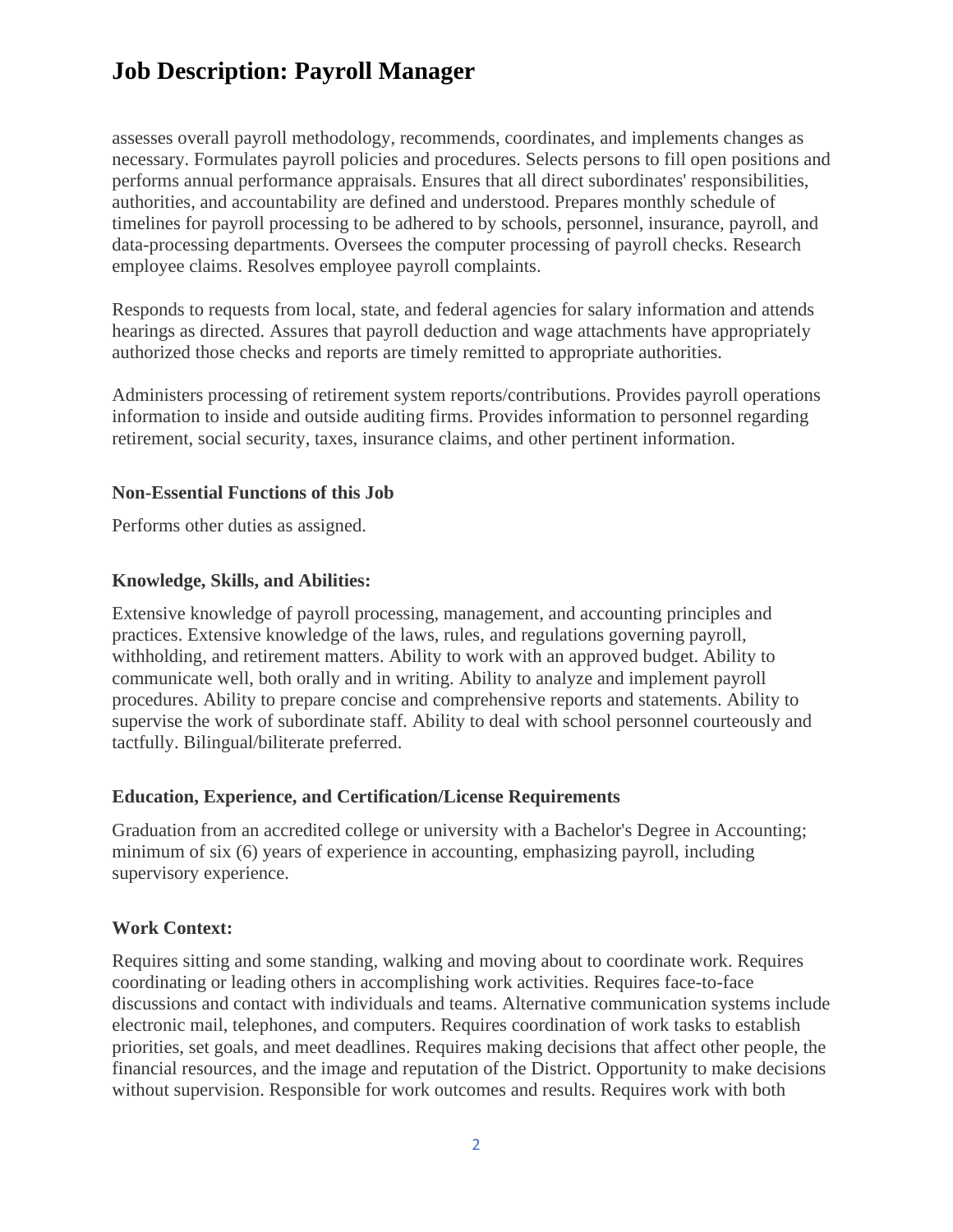# Job Description: Payroll Manager

assesses overall payroll methodology, recommends, coordinates, and implements changes as necessary. Formulates payroll policies and procedures. Selects persons to fill open positions and performs annual performance appraisals. Ensures that all direct subordinates' responsibilities, authorities, and accountability are defined and understood. Prepares monthly schedule of timelines for payroll processing to be adhered to by schools, personnel, insurance, payroll, and data-processing departments. Oversees the computer processing of payroll checks. Research employee claims. Resolves employee payroll complaints.

Responds to requests from local, state, and federal agencies for salary information and attends hearings as directed. Assures that payroll deduction and wage attachments have appropriately authorized those checks and reports are timely remitted to appropriate authorities.

Administers processing of retirement system reports/contributions. Provides payroll operations information to inside and outside auditing firms. Provides information to personnel regarding retirement, social security, taxes, insurance claims, and other pertinent information.

### Non-Essential Functions of this Job

Performs other duties as assigned.

### Knowledge, Skills, and Abilities:

Extensive knowledge of payroll processing, management, and accounting principles and practices. Extensive knowledge of the laws, rules, and regulations governing payroll, withholding, and retirement matters. Ability to work with an approved budget. Ability to communicate well, both orally and in writing. Ability to analyze and implement payroll procedures. Ability to prepare concise and comprehensive reports and statements. Ability to supervise the work of subordinate staff. Ability to deal with school personnel courteously and tactfully. Bilingual/biliterate preferred.

### Education, Experience, and Certification/License Requirements

Graduation from an accredited college or university with a Bachelor's Degree in Accounting; minimum of six (6) years of experience in accounting, emphasizing payroll, including supervisory experience.

### Work Context:

Requires sitting and some standing, walking and moving about to coordinate work. Requires coordinating or leading others in accomplishing work activities. Requires face-to-face discussions and contact with individuals and teams. Alternative communication systems include electronic mail, telephones, and computers. Requires coordination of work tasks to establish priorities, set goals, and meet deadlines. Requires making decisions that affect other people, the financial resources, and the image and reputation of the District. Opportunity to make decisions without supervision. Responsible for work outcomes and results. Requires work with both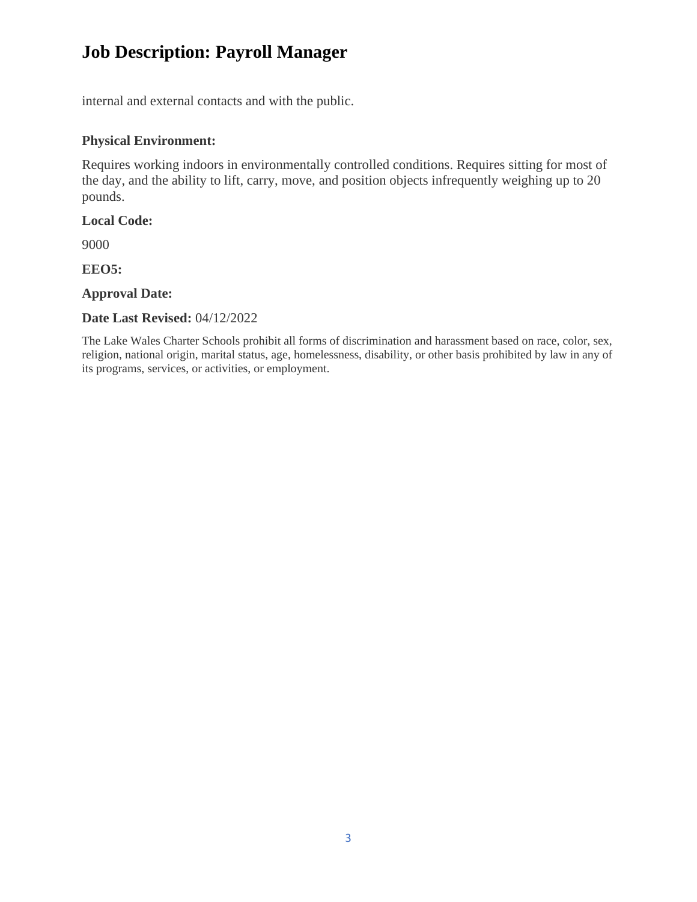internal and external contacts and with the public.

**Physical Environment:**

Requires working indoors in environmentally controlled conditions. Requires sitting for most of the day, and the ability to lift, carry, move, and position objects infrequently weighing up to 20 pounds.

**Local Code:**

9000

**EEO5:**

**Approval Date:**

**Date Last Revised:** 04/12/2022

The Lake Wales Charter Schools prohibit all forms of discrimination and harassment based on race, color, sex, religion, national origin, marital status, age, homelessness, disability, or other basis prohibited by law in any of its programs, services, or activities, or employment.